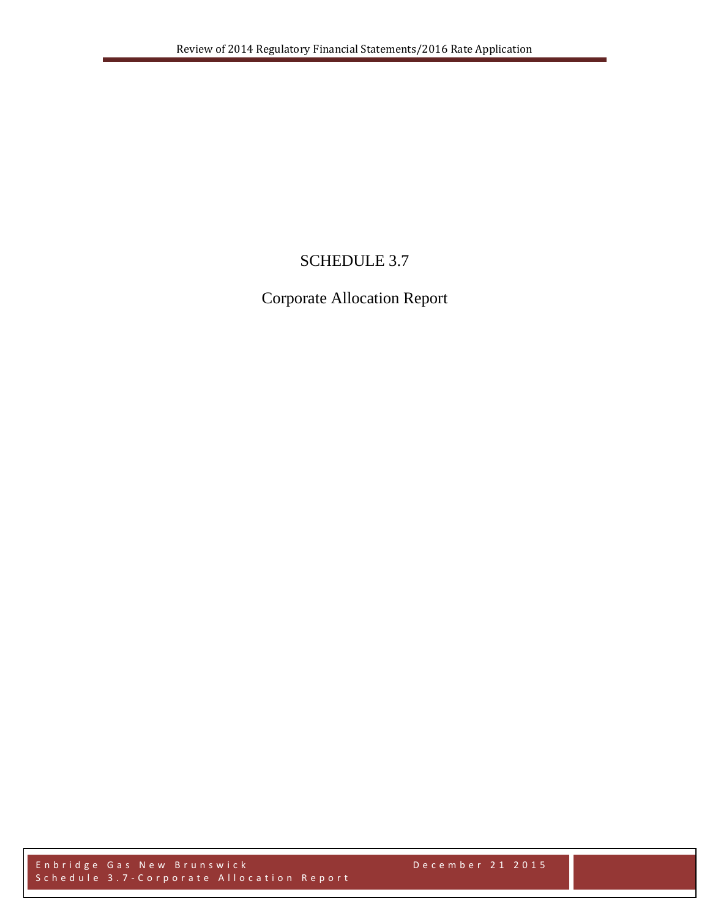# SCHEDULE 3.7

## Corporate Allocation Report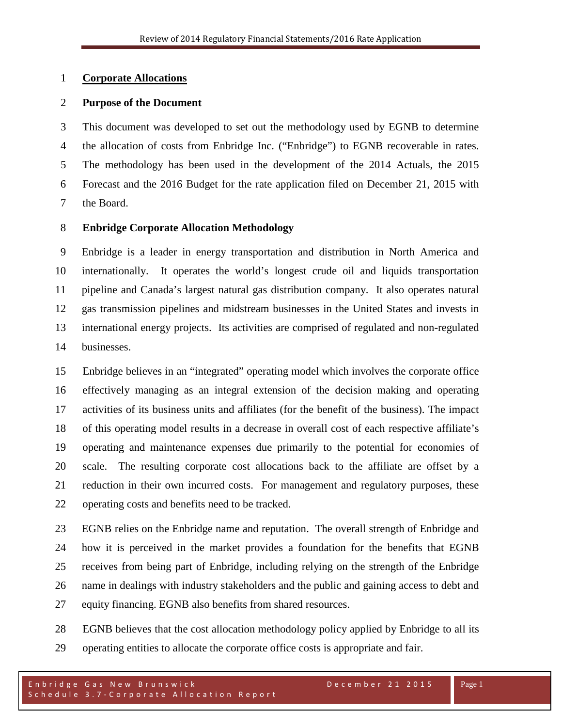## Corporate Allocations

### Purpose of the Document

This document was developed to set out the methodology used by EGNB to determine the allocation of costs from Enbridge Inc. ("Enbridge") to EGNB recoverable in rates. The methodology has been used in the development of the 2014 Actuals, the 2015 Forecast and the 2016 Budget for the rate application filed on December 21, 2015 with the Board.

### Enbridge Corporate Allocation Methodology

Enbridge is a leader in energy transportation and distribution in North America and internationally. It operates the world's longest crude oil and liquids transportation pipeline and Canada's largest natural gas distribution company. It also operates natural gas transmission pipelines and midstream businesses in the United States and invests in international energy projects. Its activities are comprised of regulated and non-regulated businesses.

Enbridge believes in an "integrated" operating model which involves the corporate office effectively managing as an integral extension of the decision making and operating activities of its business units and affiliates (for the benefit of the business). The impact of this operating model results in a decrease in overall cost of each respective affiliate's operating and maintenance expenses due primarily to the potential for economies of scale. The resulting corporate cost allocations back to the affiliate are offset by a reduction in their own incurred costs. For management and regulatory purposes, these operating costs and benefits need to be tracked.

EGNB relies on the Enbridge name and reputation. The overall strength of Enbridge and how it is perceived in the market provides a foundation for the benefits that EGNB receives from being part of Enbridge, including relying on the strength of the Enbridge name in dealings with industry stakeholders and the public and gaining access to debt and equity financing. EGNB also benefits from shared resources.

EGNB believes that the cost allocation methodology policy applied by Enbridge to all its operating entities to allocate the corporate office costs is appropriate and fair.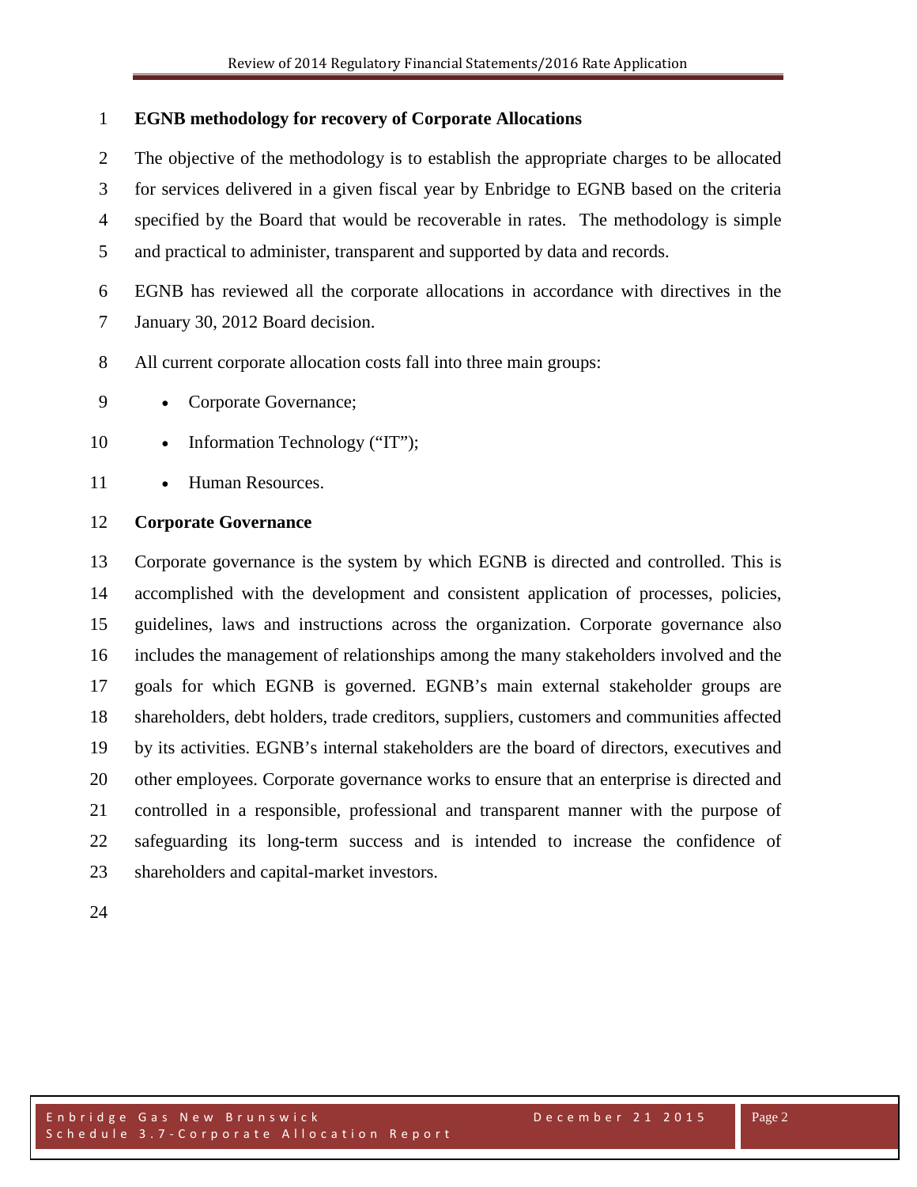**EGNB methodology for recovery of Corporate Allocations**

The objective of the methodology is to establish the appropriate charges to be allocated for services delivered in a given fiscal year by Enbridge to EGNB based on the criteria specified by the Board that would be recoverable in rates. The methodology is simple and practical to administer, transparent and supported by data and records.

EGNB has reviewed all the corporate allocations in accordance with directives in the January 30, 2012 Board decision.

All current corporate allocation costs fall into three main groups:

- Corporate Governance;
- Information Technology ("IT");
- Human Resources.

**Corporate Governance**

Corporate governance is the system by which EGNB is directed and controlled. This is accomplished with the development and consistent application of processes, policies, guidelines, laws and instructions across the organization. Corporate governance also includes the management of relationships among the many stakeholders involved and the goals for which EGNB is governed. EGNB's main external stakeholder groups are shareholders, debt holders, trade creditors, suppliers, customers and communities affected by its activities. EGNB's internal stakeholders are the board of directors, executives and other employees. Corporate governance works to ensure that an enterprise is directed and controlled in a responsible, professional and transparent manner with the purpose of safeguarding its long-term success and is intended to increase the confidence of shareholders and capital-market investors.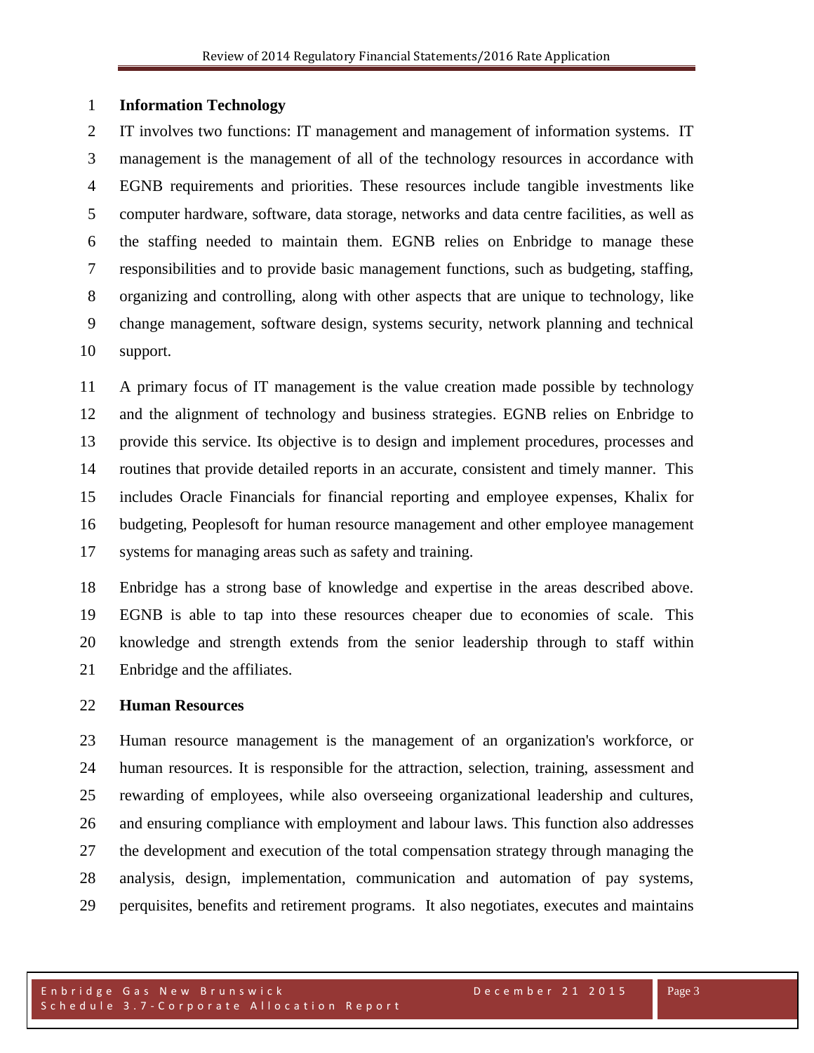**Information Technology**

IT involves two functions: IT management and management of information systems. IT management is the management of all of the technology resources in accordance with EGNB requirements and priorities. These resources include tangible investments like computer hardware, software, data storage, networks and data centre facilities, as well as the staffing needed to maintain them. EGNB relies on Enbridge to manage these responsibilities and to provide basic management functions, such as budgeting, staffing, organizing and controlling, along with other aspects that are unique to technology, like change management, software design, systems security, network planning and technical support.

A primary focus of IT management is the value creation made possible by technology and the alignment of technology and business strategies. EGNB relies on Enbridge to provide this service. Its objective is to design and implement procedures, processes and routines that provide detailed reports in an accurate, consistent and timely manner. This includes Oracle Financials for financial reporting and employee expenses, Khalix for budgeting, Peoplesoft for human resource management and other employee management systems for managing areas such as safety and training.

Enbridge has a strong base of knowledge and expertise in the areas described above. EGNB is able to tap into these resources cheaper due to economies of scale. This knowledge and strength extends from the senior leadership through to staff within Enbridge and the affiliates.

**Human Resources**

Human resource management is the management of an organization's workforce, or human resources. It is responsible for the attraction, selection, training, assessment and rewarding of employees, while also overseeing organizational leadership and cultures, and ensuring compliance with employment and labour laws. This function also addresses the development and execution of the total compensation strategy through managing the analysis, design, implementation, communication and automation of pay systems, perquisites, benefits and retirement programs. It also negotiates, executes and maintains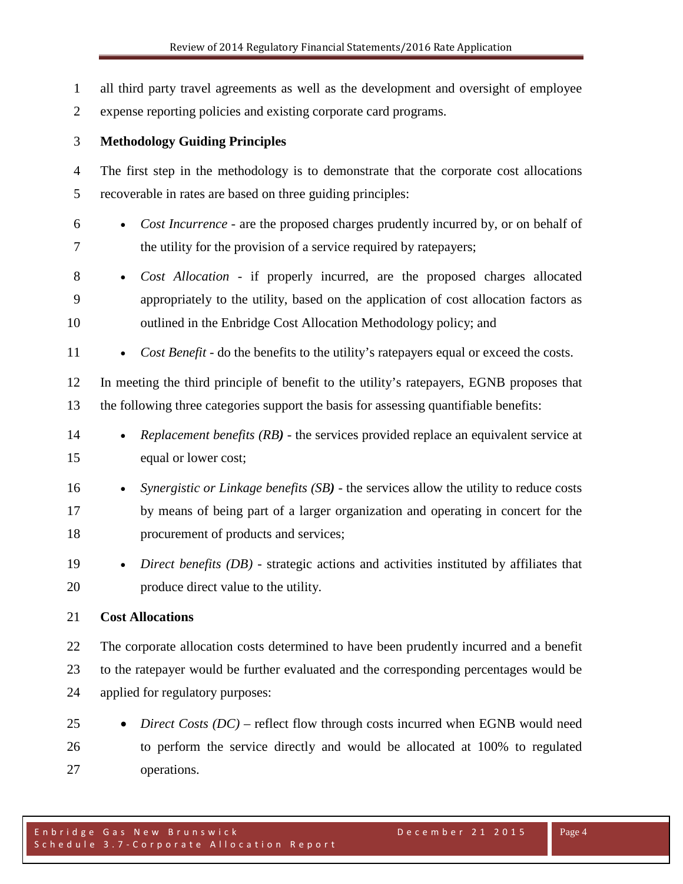all third party travel agreements as well as the development and oversight of employee expense reporting policies and existing corporate card programs.

**Methodology Guiding Principles**

The first step in the methodology is to demonstrate that the corporate cost allocations recoverable in rates are based on three guiding principles:

- *Cost Incurrence* - are the proposed charges prudently incurred by, or on behalf of the utility for the provision of a service required by ratepayers;
- *Cost Allocation* - if properly incurred, are the proposed charges allocated appropriately to the utility, based on the application of cost allocation factors as outlined in the Enbridge Cost Allocation Methodology policy; and
- *Cost Benefit* - do the benefits to the utility's ratepayers equal or exceed the costs.

In meeting the third principle of benefit to the utility's ratepayers, EGNB proposes that the following three categories support the basis for assessing quantifiable benefits:

- *Replacement benefits (RB***)** - the services provided replace an equivalent service at equal or lower cost;
- *Synergistic or Linkage benefits (SB***)** - the services allow the utility to reduce costs by means of being part of a larger organization and operating in concert for the procurement of products and services;
- *Direct benefits (DB)* - strategic actions and activities instituted by affiliates that produce direct value to the utility.

**Cost Allocations**

The corporate allocation costs determined to have been prudently incurred and a benefit to the ratepayer would be further evaluated and the corresponding percentages would be applied for regulatory purposes:

- *Direct Costs (DC)* – reflect flow through costs incurred when EGNB would need to perform the service directly and would be allocated at 100% to regulated operations.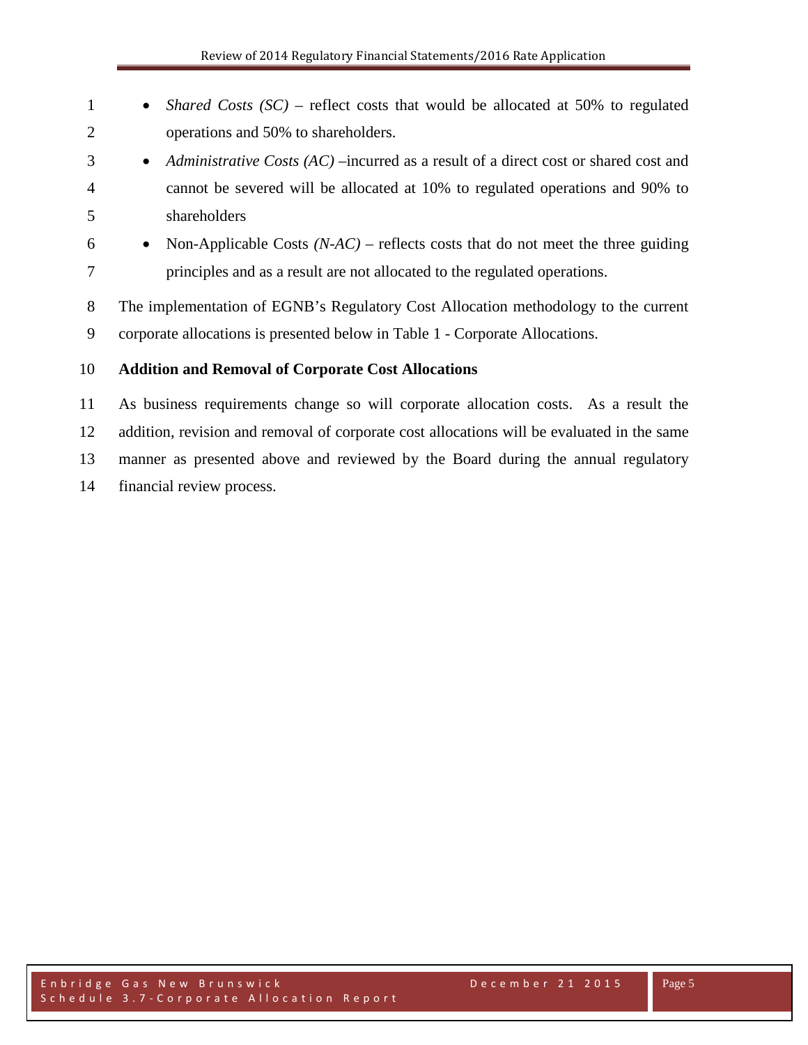- *Shared Costs (SC)* – reflect costs that would be allocated at 50% to regulated operations and 50% to shareholders.
- *Administrative Costs (AC)* –incurred as a result of a direct cost or shared cost and cannot be severed will be allocated at 10% to regulated operations and 90% to shareholders
- Non-Applicable Costs *(N-AC)* – reflects costs that do not meet the three guiding principles and as a result are not allocated to the regulated operations.

The implementation of EGNB's Regulatory Cost Allocation methodology to the current corporate allocations is presented below in Table 1 - Corporate Allocations.

**Addition and Removal of Corporate Cost Allocations**

As business requirements change so will corporate allocation costs. As a result the addition, revision and removal of corporate cost allocations will be evaluated in the same manner as presented above and reviewed by the Board during the annual regulatory financial review process.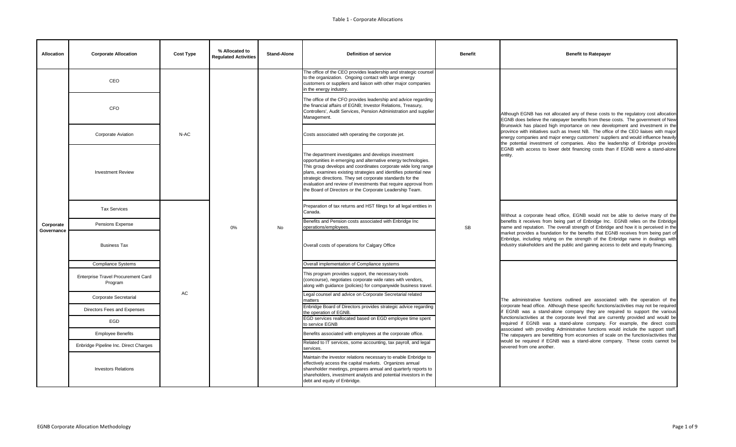# Table 1 - Corporate Allocations

| Allocation | Corporate Allocation | Cost Type | % Allocated to Regulated Activities | Stand-Alone | Definition of service | Benefit | Benefit to Ratepayer |
|---|---|---|---|---|---|---|---|
| Corporate Governance | CEO | N-AC | 0% | No | The office of the CEO provides leadership and strategic counsel to the organization. Ongoing contact with large energy customers or suppliers and liaison with other major companies in the energy industry. | SB | Although EGNB has not allocated any of these costs to the regulatory cost allocation EGNB does believe the ratepayer benefits from these costs. The government of New Brunswick has placed high importance on new development and investment in the province with initiatives such as Invest NB. The office of the CEO liaises with major energy companies and major energy customers' suppliers and would influence heavily the potential investment of companies. Also the leadership of Enbridge provides EGNB with access to lower debt financing costs than if EGNB were a stand-alone entity. |
| | CFO | | | | The office of the CFO provides leadership and advice regarding the financial affairs of EGNB; Investor Relations, Treasury, Controllers', Audit Services, Pension Administration and supplier Management. | | |
| | Corporate Aviation | | | | Costs associated with operating the corporate jet. | | |
| | Investment Review | | | | The department investigates and develops investment opportunities in emerging and alternative energy technologies. This group develops and coordinates corporate wide long range plans, examines existing strategies and identifies potential new strategic directions. They set corporate standards for the evaluation and review of investments that require approval from the Board of Directors or the Corporate Leadership Team. | | |
| | Tax Services | AC | | | Preparation of tax returns and HST filings for all legal entities in Canada. | | Without a corporate head office, EGNB would not be able to derive many of the benefits it receives from being part of Enbridge Inc. EGNB relies on the Enbridge name and reputation. The overall strength of Enbridge and how it is perceived in the market provides a foundation for the benefits that EGNB receives from being part of Enbridge, including relying on the strength of the Enbridge name in dealings with industry stakeholders and the public and gaining access to debt and equity financing. |
| | Pensions Expense | | | | Benefits and Pension costs associated with Enbridge Inc operations/employees. | | |
| | Business Tax | | | | Overall costs of operations for Calgary Office | | |
| | Compliance Systems | | | | Overall implementation of Compliance systems | | The administrative functions outlined are associated with the operation of the corporate head office. Although these specific functions/activities may not be required if EGNB was a stand-alone company they are required to support the various functions/activities at the corporate level that are currently provided and would be required if EGNB was a stand-alone company. For example, the direct costs associated with providing Administrative functions would include the support staff. The ratepayers are benefitting from economies of scale on the function/activities that would be required if EGNB was a stand-alone company. These costs cannot be severed from one another. |
| | Enterprise Travel Procurement Card Program | | | | This program provides support, the necessary tools (concourse), negotiates corporate wide rates with vendors, along with guidance (policies) for companywide business travel. | | |
| | Corporate Secretarial | | | | Legal counsel and advice on Corporate Secretarial related matters | | |
| | Directors Fees and Expenses | | | | Enbridge Board of Directors provides strategic advice regarding the operation of EGNB. | | |
| | EGD | | | | EGD services reallocated based on EGD employee time spent to service EGNB | | |
| | Employee Benefits | | | | Benefits associated with employees at the corporate office. | | |
| | Enbridge Pipeline Inc. Direct Charges | | | | Related to IT services, some accounting, tax payroll, and legal services. | | |
| | Investors Relations | | | | Maintain the investor relations necessary to enable Enbridge to effectively access the capital markets. Organizes annual shareholder meetings, prepares annual and quarterly reports to shareholders, investment analysts and potential investors in the debt and equity of Enbridge. | | |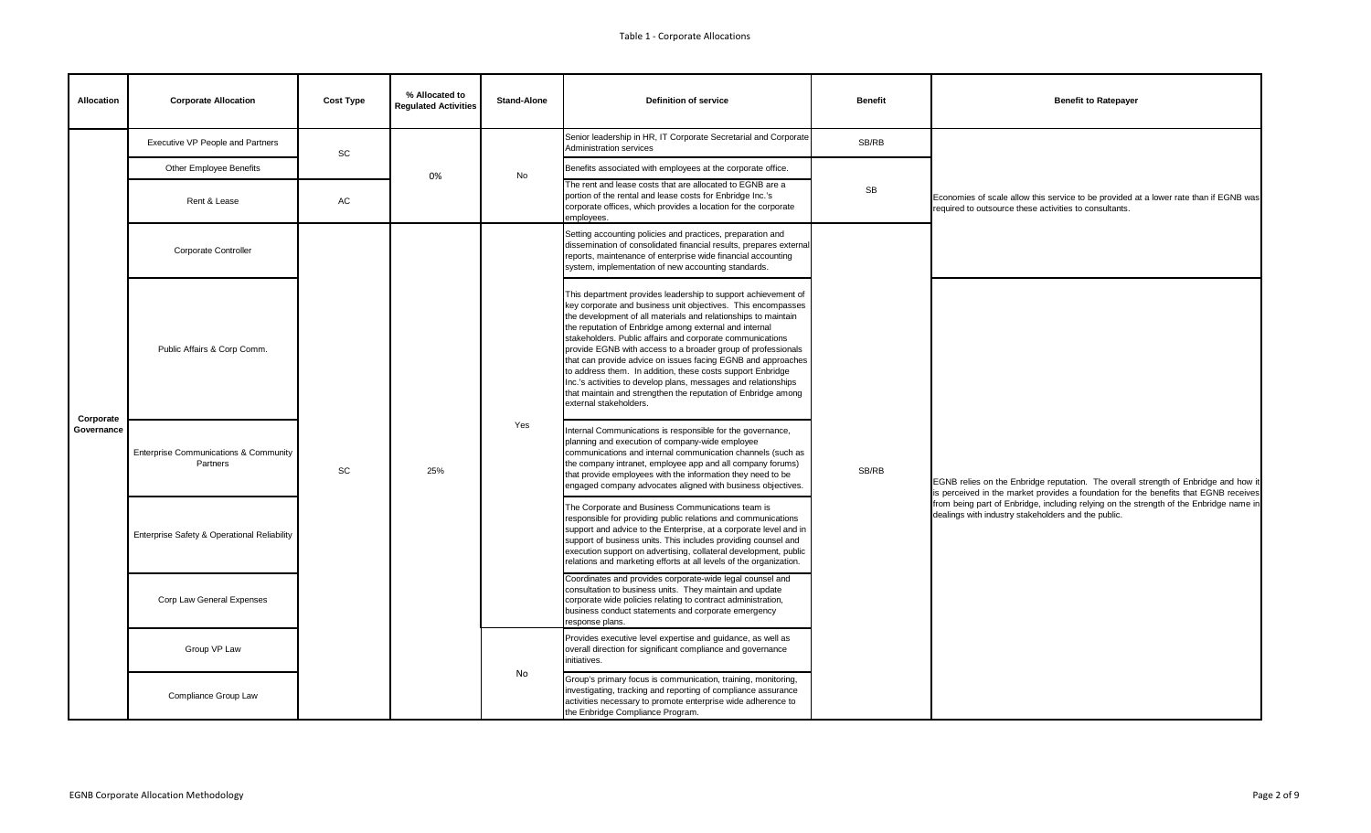Table 1 - Corporate Allocations

| Allocation | Corporate Allocation | Cost Type | % Allocated to Regulated Activities | Stand-Alone | Definition of service | Benefit | Benefit to Ratepayer |
|---|---|---|---|---|---|---|---|
| Corporate Governance | Executive VP People and Partners | SC | 0% | No | Senior leadership in HR, IT Corporate Secretarial and Corporate Administration services | SB/RB | Economies of scale allow this service to be provided at a lower rate than if EGNB was required to outsource these activities to consultants. |
| | Other Employee Benefits | | | | Benefits associated with employees at the corporate office. | SB | |
| | Rent & Lease | AC | | | The rent and lease costs that are allocated to EGNB are a portion of the rental and lease costs for Enbridge Inc.'s corporate offices, which provides a location for the corporate employees. | | |
| | Corporate Controller | SC | 25% | Yes | Setting accounting policies and practices, preparation and dissemination of consolidated financial results, prepares external reports, maintenance of enterprise wide financial accounting system, implementation of new accounting standards. | SB/RB | |
| | Public Affairs & Corp Comm. | | | | This department provides leadership to support achievement of key corporate and business unit objectives. This encompasses the development of all materials and relationships to maintain the reputation of Enbridge among external and internal stakeholders. Public affairs and corporate communications provide EGNB with access to a broader group of professionals that can provide advice on issues facing EGNB and approaches to address them. In addition, these costs support Enbridge Inc.'s activities to develop plans, messages and relationships that maintain and strengthen the reputation of Enbridge among external stakeholders. | | EGNB relies on the Enbridge reputation. The overall strength of Enbridge and how it is perceived in the market provides a foundation for the benefits that EGNB receives from being part of Enbridge, including relying on the strength of the Enbridge name in dealings with industry stakeholders and the public. |
| | Enterprise Communications & Community Partners | | | | Internal Communications is responsible for the governance, planning and execution of company-wide employee communications and internal communication channels (such as the company intranet, employee app and all company forums) that provide employees with the information they need to be engaged company advocates aligned with business objectives. | | |
| | Enterprise Safety & Operational Reliability | | | | The Corporate and Business Communications team is responsible for providing public relations and communications support and advice to the Enterprise, at a corporate level and in support of business units. This includes providing counsel and execution support on advertising, collateral development, public relations and marketing efforts at all levels of the organization. | | |
| | Corp Law General Expenses | | | | Coordinates and provides corporate-wide legal counsel and consultation to business units. They maintain and update corporate wide policies relating to contract administration, business conduct statements and corporate emergency response plans. | | |
| | Group VP Law | | | No | Provides executive level expertise and guidance, as well as overall direction for significant compliance and governance initiatives. | | |
| | Compliance Group Law | | | | Group's primary focus is communication, training, monitoring, investigating, tracking and reporting of compliance assurance activities necessary to promote enterprise wide adherence to the Enbridge Compliance Program. | | |

EGNB Corporate Allocation Methodology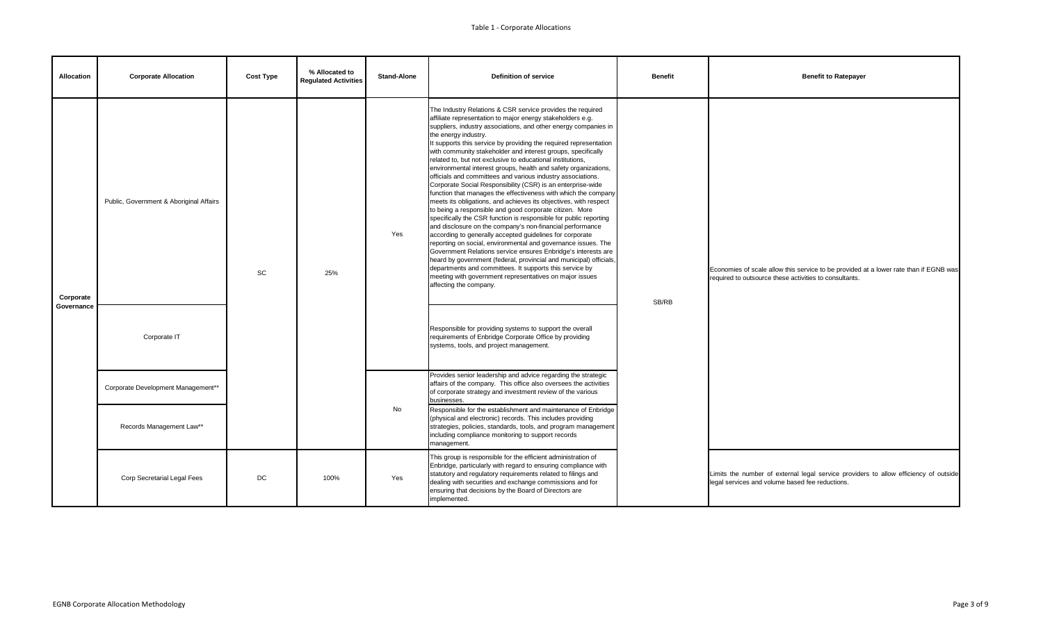Table 1 - Corporate Allocations

| Allocation | Corporate Allocation | Cost Type | % Allocated to Regulated Activities | Stand-Alone | Definition of service | Benefit | Benefit to Ratepayer |
|---|---|---|---|---|---|---|---|
| Corporate Governance | Public, Government & Aboriginal Affairs | SC | 25% | Yes | The Industry Relations & CSR service provides the required affiliate representation to major energy stakeholders e.g. suppliers, industry associations, and other energy companies in the energy industry. It supports this service by providing the required representation with community stakeholder and interest groups, specifically related to, but not exclusive to educational institutions, environmental interest groups, health and safety organizations, officials and committees and various industry associations. Corporate Social Responsibility (CSR) is an enterprise-wide function that manages the effectiveness with which the company meets its obligations, and achieves its objectives, with respect to being a responsible and good corporate citizen. More specifically the CSR function is responsible for public reporting and disclosure on the company's non-financial performance according to generally accepted guidelines for corporate reporting on social, environmental and governance issues. The Government Relations service ensures Enbridge's interests are heard by government (federal, provincial and municipal) officials, departments and committees. It supports this service by meeting with government representatives on major issues affecting the company. | SB/RB | Economies of scale allow this service to be provided at a lower rate than if EGNB was required to outsource these activities to consultants. |
| | Corporate IT | | | | Responsible for providing systems to support the overall requirements of Enbridge Corporate Office by providing systems, tools, and project management. | | |
| | Corporate Development Management** | | | No | Provides senior leadership and advice regarding the strategic affairs of the company. This office also oversees the activities of corporate strategy and investment review of the various businesses. | | |
| | Records Management Law** | | | | Responsible for the establishment and maintenance of Enbridge (physical and electronic) records. This includes providing strategies, policies, standards, tools, and program management including compliance monitoring to support records management. | | |
| | Corp Secretarial Legal Fees | DC | 100% | Yes | This group is responsible for the efficient administration of Enbridge, particularly with regard to ensuring compliance with statutory and regulatory requirements related to filings and dealing with securities and exchange commissions and for ensuring that decisions by the Board of Directors are implemented. | | Limits the number of external legal service providers to allow efficiency of outside legal services and volume based fee reductions. |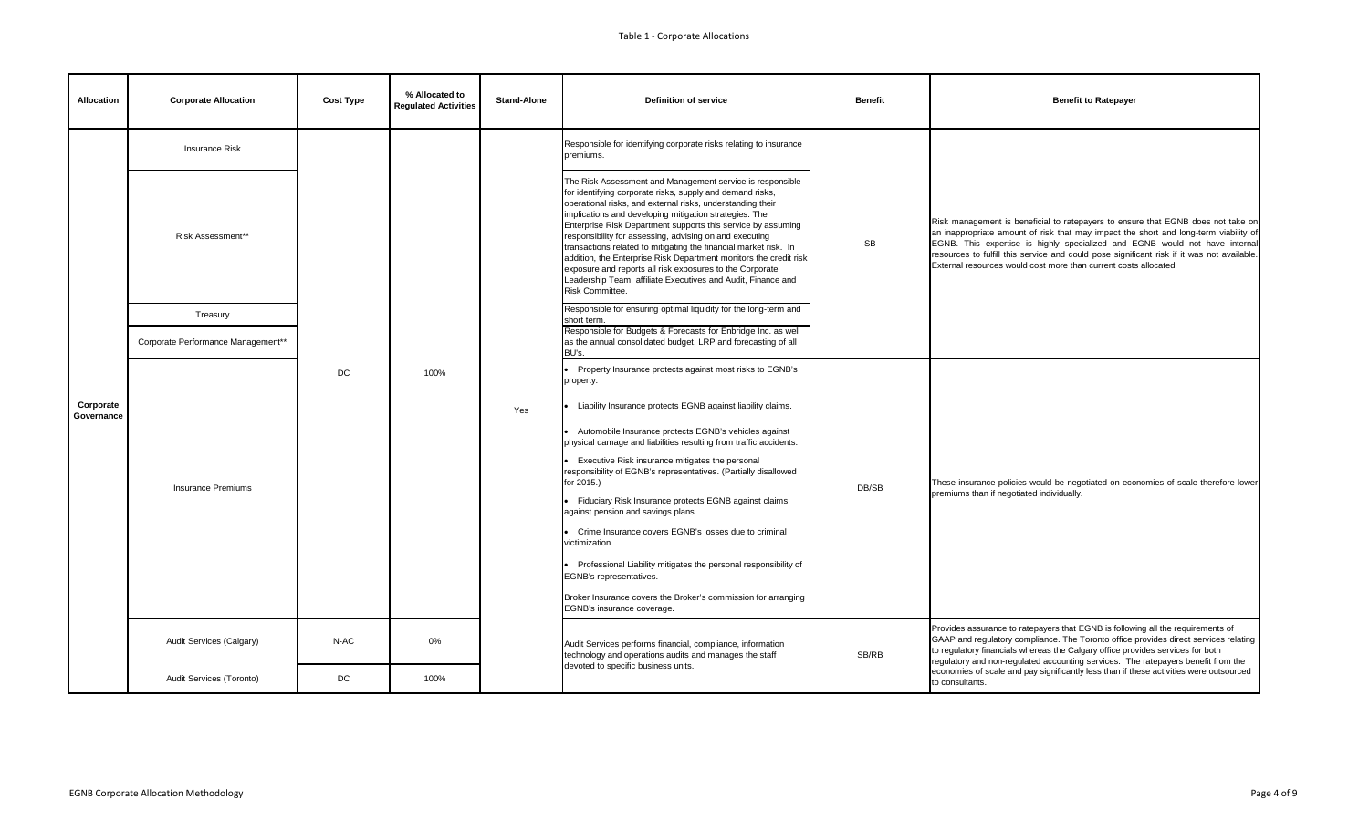Table 1 - Corporate Allocations

| Allocation | Corporate Allocation | Cost Type | % Allocated to Regulated Activities | Stand-Alone | Definition of service | Benefit | Benefit to Ratepayer |
|---|---|---|---|---|---|---|---|
| Corporate Governance | Insurance Risk | DC | 100% | Yes | Responsible for identifying corporate risks relating to insurance premiums. | SB | Risk management is beneficial to ratepayers to ensure that EGNB does not take on an inappropriate amount of risk that may impact the short and long-term viability of EGNB. This expertise is highly specialized and EGNB would not have internal resources to fulfill this service and could pose significant risk if it was not available. External resources would cost more than current costs allocated. |
| | Risk Assessment** | DC | 100% | Yes | The Risk Assessment and Management service is responsible for identifying corporate risks, supply and demand risks, operational risks, and external risks, understanding their implications and developing mitigation strategies. The Enterprise Risk Department supports this service by assuming responsibility for assessing, advising on and executing transactions related to mitigating the financial market risk. In addition, the Enterprise Risk Department monitors the credit risk exposure and reports all risk exposures to the Corporate Leadership Team, affiliate Executives and Audit, Finance and Risk Committee. | SB | |
| | Treasury | DC | 100% | Yes | Responsible for ensuring optimal liquidity for the long-term and short term. | SB | |
| | Corporate Performance Management** | DC | 100% | Yes | Responsible for Budgets & Forecasts for Enbridge Inc. as well as the annual consolidated budget, LRP and forecasting of all BU's. | SB | |
| | Insurance Premiums | DC | 100% | Yes | • Property Insurance protects against most risks to EGNB's property.<br>• Liability Insurance protects EGNB against liability claims.<br>• Automobile Insurance protects EGNB's vehicles against physical damage and liabilities resulting from traffic accidents.<br>• Executive Risk insurance mitigates the personal responsibility of EGNB's representatives. (Partially disallowed for 2015.)<br>• Fiduciary Risk Insurance protects EGNB against claims against pension and savings plans.<br>• Crime Insurance covers EGNB's losses due to criminal victimization.<br>• Professional Liability mitigates the personal responsibility of EGNB's representatives.<br>Broker Insurance covers the Broker's commission for arranging EGNB's insurance coverage. | DB/SB | These insurance policies would be negotiated on economies of scale therefore lower premiums than if negotiated individually. |
| | Audit Services (Calgary) | N-AC | 0% | Yes | Audit Services performs financial, compliance, information technology and operations audits and manages the staff devoted to specific business units. | SB/RB | Provides assurance to ratepayers that EGNB is following all the requirements of GAAP and regulatory compliance. The Toronto office provides direct services relating to regulatory financials whereas the Calgary office provides services for both regulatory and non-regulated accounting services. The ratepayers benefit from the economies of scale and pay significantly less than if these activities were outsourced to consultants. |
| | Audit Services (Toronto) | DC | 100% | Yes | | | |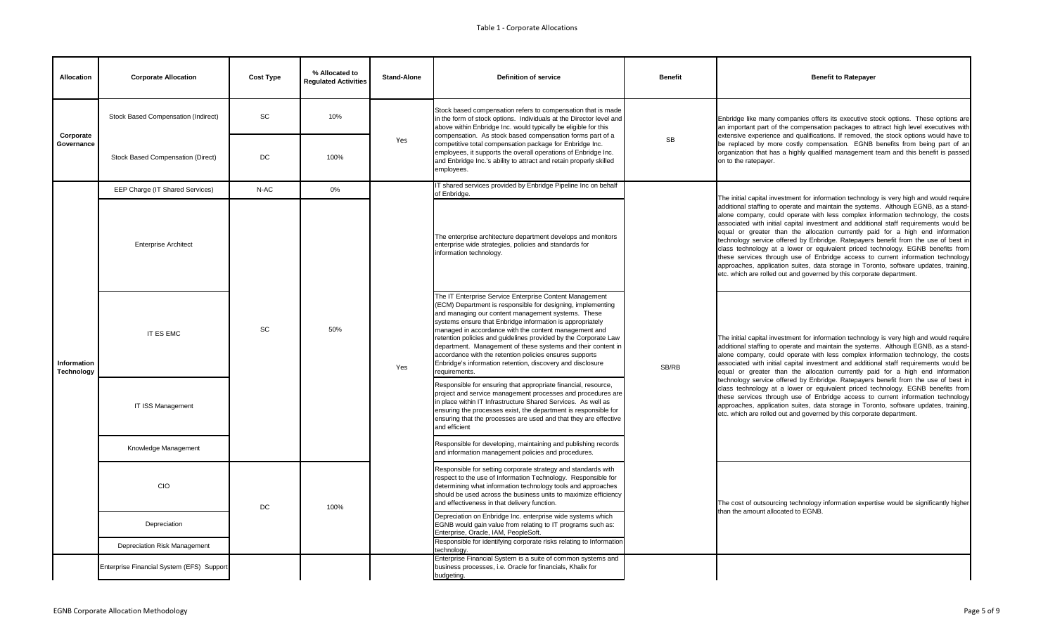Table 1 - Corporate Allocations

| Allocation | Corporate Allocation | Cost Type | % Allocated to Regulated Activities | Stand-Alone | Definition of service | Benefit | Benefit to Ratepayer |
|---|---|---|---|---|---|---|---|
| Corporate Governance | Stock Based Compensation (Indirect) | SC | 10% | Yes | Stock based compensation refers to compensation that is made in the form of stock options. Individuals at the Director level and above within Enbridge Inc. would typically be eligible for this compensation. As stock based compensation forms part of a competitive total compensation package for Enbridge Inc. employees, it supports the overall operations of Enbridge Inc. and Enbridge Inc.'s ability to attract and retain properly skilled employees. | SB | Enbridge like many companies offers its executive stock options. These options are an important part of the compensation packages to attract high level executives with extensive experience and qualifications. If removed, the stock options would have to be replaced by more costly compensation. EGNB benefits from being part of an organization that has a highly qualified management team and this benefit is passed on to the ratepayer. |
| | Stock Based Compensation (Direct) | DC | 100% | | | | |
| Information Technology | EEP Charge (IT Shared Services) | N-AC | 0% | Yes | IT shared services provided by Enbridge Pipeline Inc on behalf of Enbridge. | SB/RB | The initial capital investment for information technology is very high and would require additional staffing to operate and maintain the systems. Although EGNB, as a stand-alone company, could operate with less complex information technology, the costs associated with initial capital investment and additional staff requirements would be equal or greater than the allocation currently paid for a high end information technology service offered by Enbridge. Ratepayers benefit from the use of best in class technology at a lower or equivalent priced technology. EGNB benefits from these services through use of Enbridge access to current information technology approaches, application suites, data storage in Toronto, software updates, training, etc. which are rolled out and governed by this corporate department. |
| | Enterprise Architect | SC | 50% | | The enterprise architecture department develops and monitors enterprise wide strategies, policies and standards for information technology. | | |
| | IT ES EMC | | | | The IT Enterprise Service Enterprise Content Management (ECM) Department is responsible for designing, implementing and managing our content management systems. These systems ensure that Enbridge information is appropriately managed in accordance with the content management and retention policies and guidelines provided by the Corporate Law department. Management of these systems and their content in accordance with the retention policies ensures supports Enbridge's information retention, discovery and disclosure requirements. | | The initial capital investment for information technology is very high and would require additional staffing to operate and maintain the systems. Although EGNB, as a stand-alone company, could operate with less complex information technology, the costs associated with initial capital investment and additional staff requirements would be equal or greater than the allocation currently paid for a high end information technology service offered by Enbridge. Ratepayers benefit from the use of best in class technology at a lower or equivalent priced technology. EGNB benefits from these services through use of Enbridge access to current information technology approaches, application suites, data storage in Toronto, software updates, training, etc. which are rolled out and governed by this corporate department. |
| | IT ISS Management | | | | Responsible for ensuring that appropriate financial, resource, project and service management processes and procedures are in place within IT Infrastructure Shared Services. As well as ensuring the processes exist, the department is responsible for ensuring that the processes are used and that they are effective and efficient | | |
| | Knowledge Management | | | | Responsible for developing, maintaining and publishing records and information management policies and procedures. | | |
| | CIO | DC | 100% | | Responsible for setting corporate strategy and standards with respect to the use of Information Technology. Responsible for determining what information technology tools and approaches should be used across the business units to maximize efficiency and effectiveness in that delivery function. | | The cost of outsourcing technology information expertise would be significantly higher than the amount allocated to EGNB. |
| | Depreciation | | | | Depreciation on Enbridge Inc. enterprise wide systems which EGNB would gain value from relating to IT programs such as: Enterprise, Oracle, IAM, PeopleSoft. | | |
| | Depreciation Risk Management | | | | Responsible for identifying corporate risks relating to Information technology. | | |
| | Enterprise Financial System (EFS) Support | | | | Enterprise Financial System is a suite of common systems and business processes, i.e. Oracle for financials, Khalix for budgeting. | | |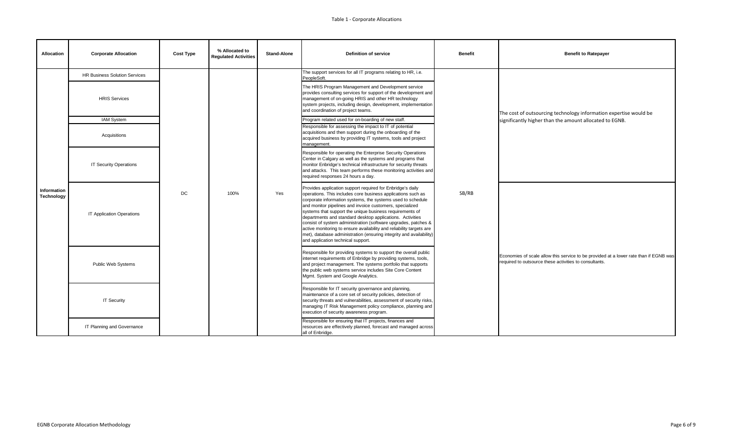Table 1 - Corporate Allocations

| Allocation | Corporate Allocation | Cost Type | % Allocated to Regulated Activities | Stand-Alone | Definition of service | Benefit | Benefit to Ratepayer |
|---|---|---|---|---|---|---|---|
| Information Technology | HR Business Solution Services | DC | 100% | Yes | The support services for all IT programs relating to HR, i.e. PeopleSoft. | SB/RB | The cost of outsourcing technology information expertise would be significantly higher than the amount allocated to EGNB. |
| | HRIS Services | | | | The HRIS Program Management and Development service provides consulting services for support of the development and management of on-going HRIS and other HR technology system projects, including design, development, implementation and coordination of project teams. | | |
| | IAM System | | | | Program related used for on-boarding of new staff. | | |
| | Acquisitions | | | | Responsible for assessing the impact to IT of potential acquisitions and then support during the onboarding of the acquired business by providing IT systems, tools and project management. | | |
| | IT Security Operations | | | | Responsible for operating the Enterprise Security Operations Center in Calgary as well as the systems and programs that monitor Enbridge's technical infrastructure for security threats and attacks. This team performs these monitoring activities and required responses 24 hours a day. | | |
| | IT Application Operations | | | | Provides application support required for Enbridge's daily operations. This includes core business applications such as corporate information systems, the systems used to schedule and monitor pipelines and invoice customers, specialized systems that support the unique business requirements of departments and standard desktop applications. Activities consist of system administration (software upgrades, patches & active monitoring to ensure availability and reliability targets are met), database administration (ensuring integrity and availability) and application technical support. | | Economies of scale allow this service to be provided at a lower rate than if EGNB was required to outsource these activities to consultants. |
| | Public Web Systems | | | | Responsible for providing systems to support the overall public internet requirements of Enbridge by providing systems, tools, and project management. The systems portfolio that supports the public web systems service includes Site Core Content Mgmt. System and Google Analytics. | | |
| | IT Security | | | | Responsible for IT security governance and planning, maintenance of a core set of security policies, detection of security threats and vulnerabilities, assessment of security risks, managing IT Risk Management policy compliance, planning and execution of security awareness program. | | |
| | IT Planning and Governance | | | | Responsible for ensuring that IT projects, finances and resources are effectively planned, forecast and managed across all of Enbridge. | | |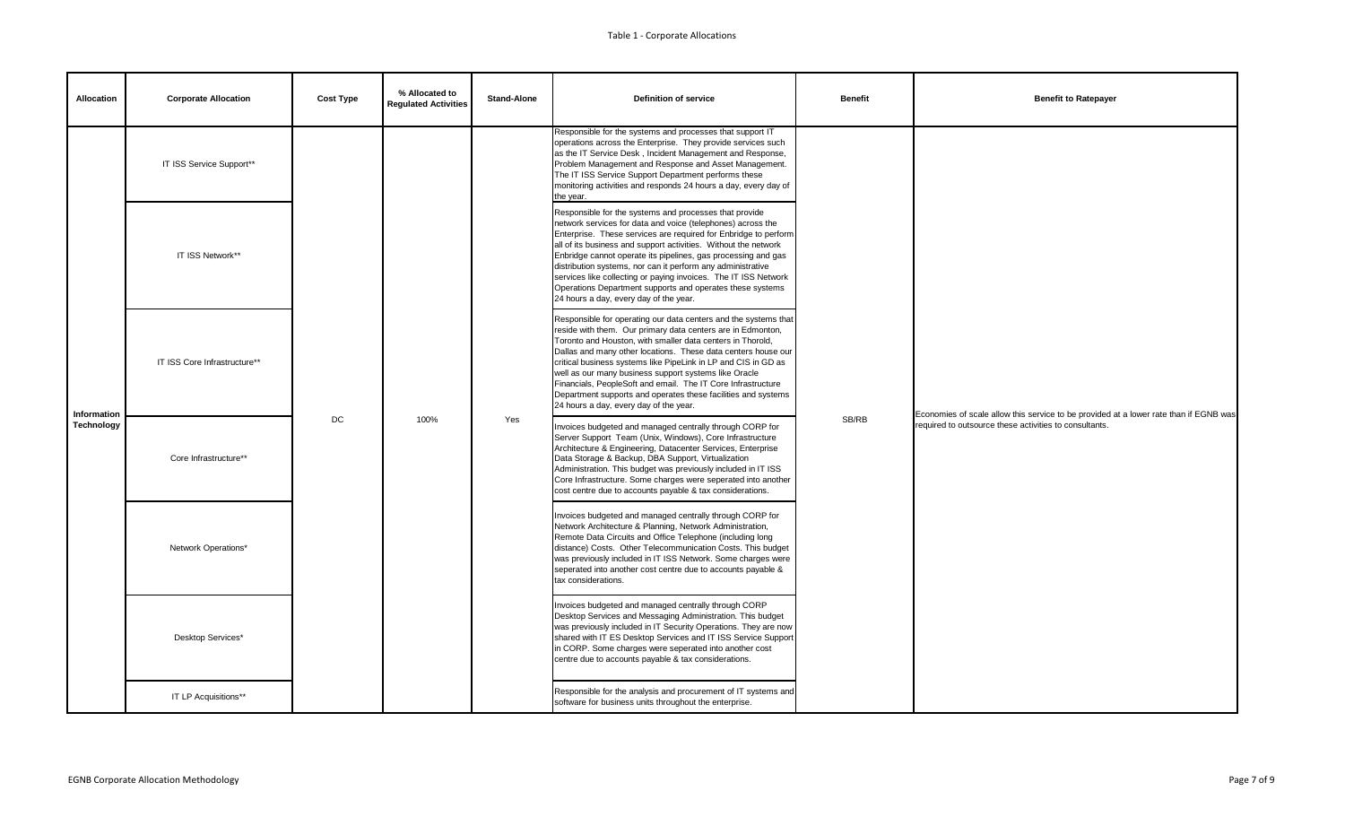Table 1 - Corporate Allocations

| Allocation | Corporate Allocation | Cost Type | % Allocated to Regulated Activities | Stand-Alone | Definition of service | Benefit | Benefit to Ratepayer |
|---|---|---|---|---|---|---|---|
| Information Technology | IT ISS Service Support** | DC | 100% | Yes | Responsible for the systems and processes that support IT operations across the Enterprise. They provide services such as the IT Service Desk , Incident Management and Response, Problem Management and Response and Asset Management. The IT ISS Service Support Department performs these monitoring activities and responds 24 hours a day, every day of the year. | SB/RB | Economies of scale allow this service to be provided at a lower rate than if EGNB was required to outsource these activities to consultants. |
| | IT ISS Network** | | | | Responsible for the systems and processes that provide network services for data and voice (telephones) across the Enterprise. These services are required for Enbridge to perform all of its business and support activities. Without the network Enbridge cannot operate its pipelines, gas processing and gas distribution systems, nor can it perform any administrative services like collecting or paying invoices. The IT ISS Network Operations Department supports and operates these systems 24 hours a day, every day of the year. | | |
| | IT ISS Core Infrastructure** | | | | Responsible for operating our data centers and the systems that reside with them. Our primary data centers are in Edmonton, Toronto and Houston, with smaller data centers in Thorold, Dallas and many other locations. These data centers house our critical business systems like PipeLink in LP and CIS in GD as well as our many business support systems like Oracle Financials, PeopleSoft and email. The IT Core Infrastructure Department supports and operates these facilities and systems 24 hours a day, every day of the year. | | |
| | Core Infrastructure** | | | | Invoices budgeted and managed centrally through CORP for Server Support Team (Unix, Windows), Core Infrastructure Architecture & Engineering, Datacenter Services, Enterprise Data Storage & Backup, DBA Support, Virtualization Administration. This budget was previously included in IT ISS Core Infrastructure. Some charges were seperated into another cost centre due to accounts payable & tax considerations. | | |
| | Network Operations* | | | | Invoices budgeted and managed centrally through CORP for Network Architecture & Planning, Network Administration, Remote Data Circuits and Office Telephone (including long distance) Costs. Other Telecommunication Costs. This budget was previously included in IT ISS Network. Some charges were seperated into another cost centre due to accounts payable & tax considerations. | | |
| | Desktop Services* | | | | Invoices budgeted and managed centrally through CORP Desktop Services and Messaging Administration. This budget was previously included in IT Security Operations. They are now shared with IT ES Desktop Services and IT ISS Service Support in CORP. Some charges were seperated into another cost centre due to accounts payable & tax considerations. | | |
| | IT LP Acquisitions** | | | | Responsible for the analysis and procurement of IT systems and software for business units throughout the enterprise. | | |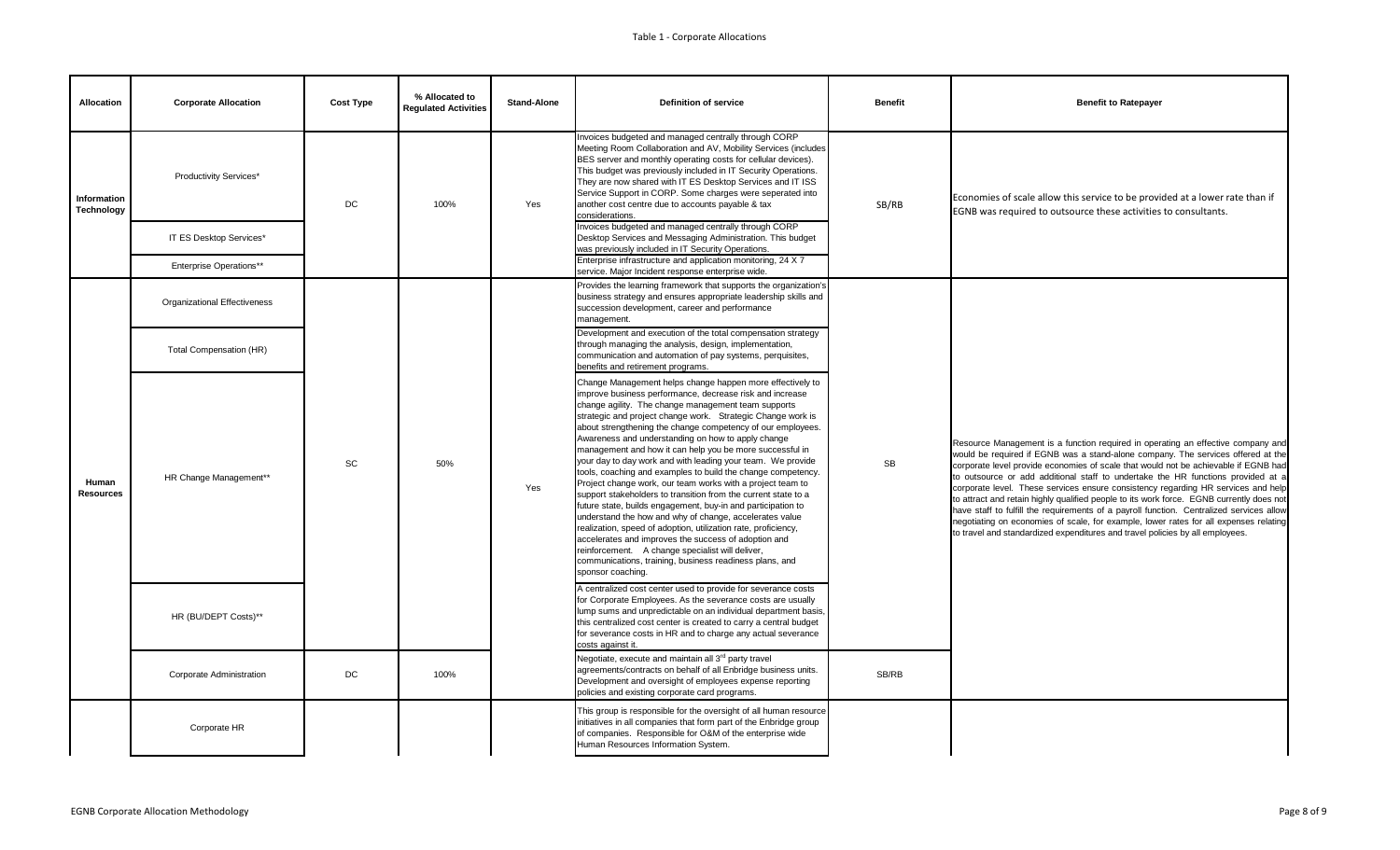Table 1 - Corporate Allocations

| Allocation | Corporate Allocation | Cost Type | % Allocated to Regulated Activities | Stand-Alone | Definition of service | Benefit | Benefit to Ratepayer |
|---|---|---|---|---|---|---|---|
| Information Technology | Productivity Services* | DC | 100% | Yes | Invoices budgeted and managed centrally through CORP Meeting Room Collaboration and AV, Mobility Services (includes BES server and monthly operating costs for cellular devices). This budget was previously included in IT Security Operations. They are now shared with IT ES Desktop Services and IT ISS Service Support in CORP. Some charges were seperated into another cost centre due to accounts payable & tax considerations. | SB/RB | Economies of scale allow this service to be provided at a lower rate than if EGNB was required to outsource these activities to consultants. |
| | IT ES Desktop Services* | | | | Invoices budgeted and managed centrally through CORP Desktop Services and Messaging Administration. This budget was previously included in IT Security Operations. | | |
| | Enterprise Operations** | | | | Enterprise infrastructure and application monitoring, 24 X 7 service. Major Incident response enterprise wide. | | |
| Human Resources | Organizational Effectiveness | SC | 50% | Yes | Provides the learning framework that supports the organization's business strategy and ensures appropriate leadership skills and succession development, career and performance management. | SB | Resource Management is a function required in operating an effective company and would be required if EGNB was a stand-alone company. The services offered at the corporate level provide economies of scale that would not be achievable if EGNB had to outsource or add additional staff to undertake the HR functions provided at a corporate level. These services ensure consistency regarding HR services and help to attract and retain highly qualified people to its work force. EGNB currently does not have staff to fulfill the requirements of a payroll function. Centralized services allow negotiating on economies of scale, for example, lower rates for all expenses relating to travel and standardized expenditures and travel policies by all employees. |
| | Total Compensation (HR) | | | | Development and execution of the total compensation strategy through managing the analysis, design, implementation, communication and automation of pay systems, perquisites, benefits and retirement programs. | | |
| | HR Change Management** | | | | Change Management helps change happen more effectively to improve business performance, decrease risk and increase change agility. The change management team supports strategic and project change work. Strategic Change work is about strengthening the change competency of our employees. Awareness and understanding on how to apply change management and how it can help you be more successful in your day to day work and with leading your team. We provide tools, coaching and examples to build the change competency. Project change work, our team works with a project team to support stakeholders to transition from the current state to a future state, builds engagement, buy-in and participation to understand the how and why of change, accelerates value realization, speed of adoption, utilization rate, proficiency, accelerates and improves the success of adoption and reinforcement. A change specialist will deliver, communications, training, business readiness plans, and sponsor coaching. | | |
| | HR (BU/DEPT Costs)** | | | | A centralized cost center used to provide for severance costs for Corporate Employees. As the severance costs are usually lump sums and unpredictable on an individual department basis, this centralized cost center is created to carry a central budget for severance costs in HR and to charge any actual severance costs against it. | | |
| | Corporate Administration | DC | 100% | | Negotiate, execute and maintain all 3rd party travel agreements/contracts on behalf of all Enbridge business units. Development and oversight of employees expense reporting policies and existing corporate card programs. | SB/RB | |
| | Corporate HR | | | | This group is responsible for the oversight of all human resource initiatives in all companies that form part of the Enbridge group of companies. Responsible for O&M of the enterprise wide Human Resources Information System. | | |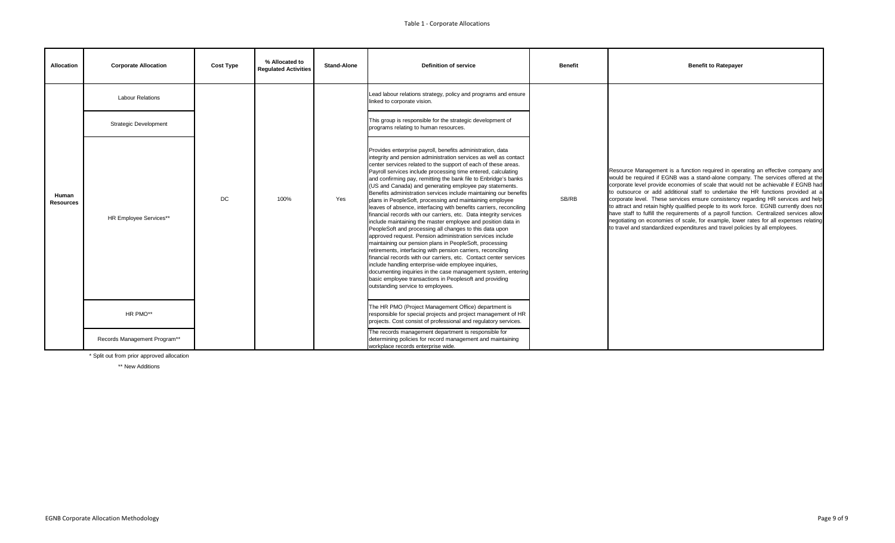Table 1 - Corporate Allocations

| Allocation | Corporate Allocation | Cost Type | % Allocated to Regulated Activities | Stand-Alone | Definition of service | Benefit | Benefit to Ratepayer |
|---|---|---|---|---|---|---|---|
| Human Resources | Labour Relations | DC | 100% | Yes | Lead labour relations strategy, policy and programs and ensure linked to corporate vision. | SB/RB | Resource Management is a function required in operating an effective company and would be required if EGNB was a stand-alone company. The services offered at the corporate level provide economies of scale that would not be achievable if EGNB had to outsource or add additional staff to undertake the HR functions provided at a corporate level. These services ensure consistency regarding HR services and help to attract and retain highly qualified people to its work force. EGNB currently does not have staff to fulfill the requirements of a payroll function. Centralized services allow negotiating on economies of scale, for example, lower rates for all expenses relating to travel and standardized expenditures and travel policies by all employees. |
| | Strategic Development | | | | This group is responsible for the strategic development of programs relating to human resources. | | |
| | HR Employee Services** | | | | Provides enterprise payroll, benefits administration, data integrity and pension administration services as well as contact center services related to the support of each of these areas. Payroll services include processing time entered, calculating and confirming pay, remitting the bank file to Enbridge's banks (US and Canada) and generating employee pay statements. Benefits administration services include maintaining our benefits plans in PeopleSoft, processing and maintaining employee leaves of absence, interfacing with benefits carriers, reconciling financial records with our carriers, etc. Data integrity services include maintaining the master employee and position data in PeopleSoft and processing all changes to this data upon approved request. Pension administration services include maintaining our pension plans in PeopleSoft, processing retirements, interfacing with pension carriers, reconciling financial records with our carriers, etc. Contact center services include handling enterprise-wide employee inquiries, documenting inquiries in the case management system, entering basic employee transactions in Peoplesoft and providing outstanding service to employees. | | |
| | HR PMO** | | | | The HR PMO (Project Management Office) department is responsible for special projects and project management of HR projects. Cost consist of professional and regulatory services. | | |
| | Records Management Program** | | | | The records management department is responsible for determining policies for record management and maintaining workplace records enterprise wide. | | |

\* Split out from prior approved allocation

** New Additions